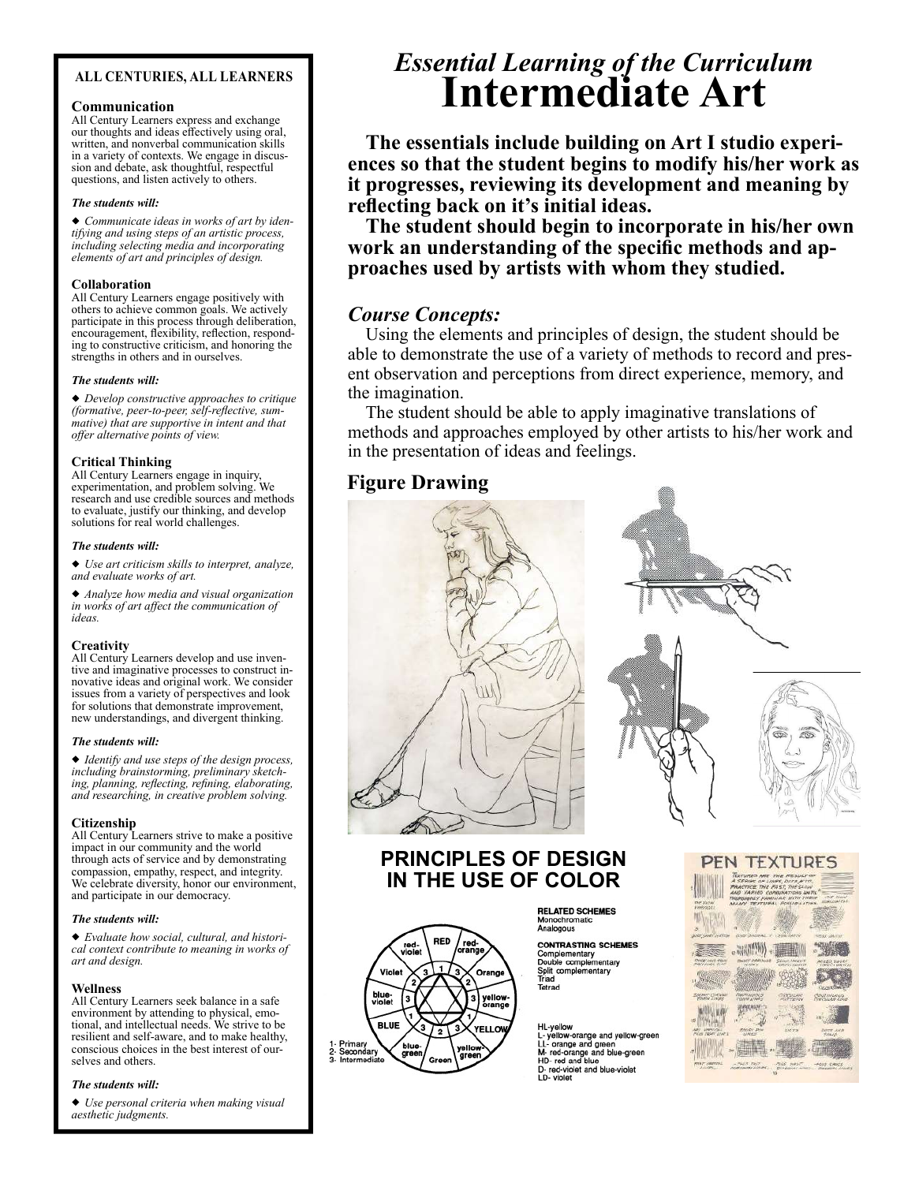# Essential Learning of the Curriculum
# Intermediate Art

**The essentials include building on Art I studio experiences so that the student begins to modify his/her work as it progresses, reviewing its development and meaning by reflecting back on it's initial ideas.**

**The student should begin to incorporate in his/her own work an understanding of the specific methods and approaches used by artists with whom they studied.**

## *Course Concepts:*

Using the elements and principles of design, the student should be able to demonstrate the use of a variety of methods to record and present observation and perceptions from direct experience, memory, and the imagination.

The student should be able to apply imaginative translations of methods and approaches employed by other artists to his/her work and in the presentation of ideas and feelings.

## Figure Drawing

## PRINCIPLES OF DESIGN IN THE USE OF COLOR

**RELATED SCHEMES**
Monochromatic
Analogous

**CONTRASTING SCHEMES**
Complementary
Double complementary
Split complementary
Triad
Tetrad

HL-yellow
L- yellow-orange and yellow-green
LL- orange and green
M- red-orange and blue-green
HD- red and blue
D- red-violet and blue-violet
LD- violet

1- Primary
2- Secondary
3- Intermediate

## PEN TEXTURES

---

### ALL CENTURIES, ALL LEARNERS

**Communication**
All Century Learners express and exchange our thoughts and ideas effectively using oral, written, and nonverbal communication skills in a variety of contexts. We engage in discussion and debate, ask thoughtful, respectful questions, and listen actively to others.

***The students will:***

◆ *Communicate ideas in works of art by identifying and using steps of an artistic process, including selecting media and incorporating elements of art and principles of design.*

**Collaboration**
All Century Learners engage positively with others to achieve common goals. We actively participate in this process through deliberation, encouragement, flexibility, reflection, responding to constructive criticism, and honoring the strengths in others and in ourselves.

***The students will:***

◆ *Develop constructive approaches to critique (formative, peer-to-peer, self-reflective, summative) that are supportive in intent and that offer alternative points of view.*

**Critical Thinking**
All Century Learners engage in inquiry, experimentation, and problem solving. We research and use credible sources and methods to evaluate, justify our thinking, and develop solutions for real world challenges.

***The students will:***

◆ *Use art criticism skills to interpret, analyze, and evaluate works of art.*

◆ *Analyze how media and visual organization in works of art affect the communication of ideas.*

**Creativity**
All Century Learners develop and use inventive and imaginative processes to construct innovative ideas and original work. We consider issues from a variety of perspectives and look for solutions that demonstrate improvement, new understandings, and divergent thinking.

***The students will:***

◆ *Identify and use steps of the design process, including brainstorming, preliminary sketching, planning, reflecting, refining, elaborating, and researching, in creative problem solving.*

**Citizenship**
All Century Learners strive to make a positive impact in our community and the world through acts of service and by demonstrating compassion, empathy, respect, and integrity. We celebrate diversity, honor our environment, and participate in our democracy.

***The students will:***

◆ *Evaluate how social, cultural, and historical context contribute to meaning in works of art and design.*

**Wellness**
All Century Learners seek balance in a safe environment by attending to physical, emotional, and intellectual needs. We strive to be resilient and self-aware, and to make healthy, conscious choices in the best interest of ourselves and others.

***The students will:***

◆ *Use personal criteria when making visual aesthetic judgments.*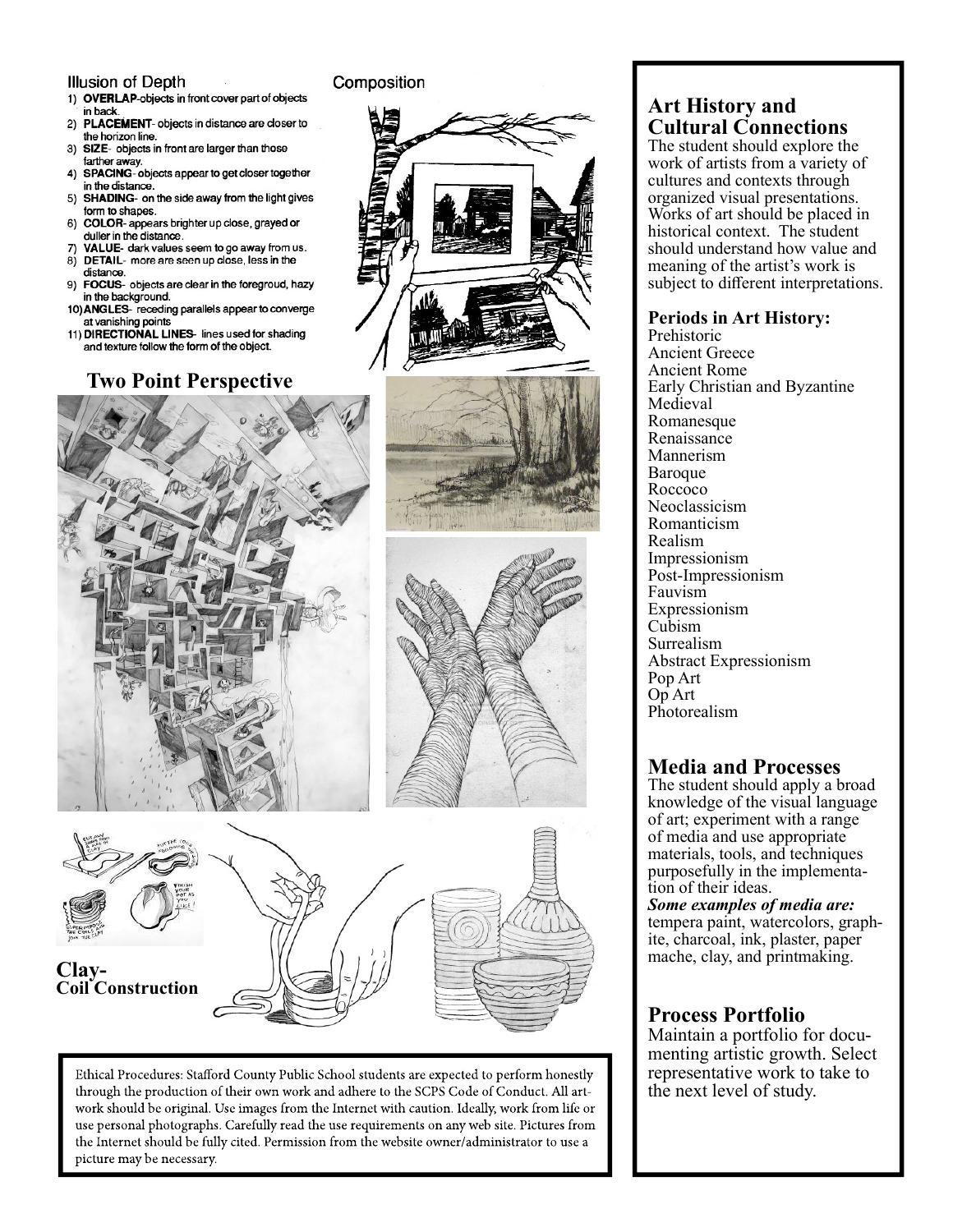## Illusion of Depth

1) **OVERLAP**-objects in front cover part of objects in back.
2) **PLACEMENT**- objects in distance are closer to the horizon line.
3) **SIZE**- objects in front are larger than those farther away.
4) **SPACING**- objects appear to get closer together in the distance.
5) **SHADING**- on the side away from the light gives form to shapes.
6) **COLOR**- appears brighter up close, grayed or duller in the distance.
7) **VALUE**- dark values seem to go away from us.
8) **DETAIL**- more are seen up close, less in the distance.
9) **FOCUS**- objects are clear in the foregroud, hazy in the background.
10) **ANGLES**- receding parallels appear to converge at vanishing points
11) **DIRECTIONAL LINES**- lines used for shading and texture follow the form of the object.

## Composition

## Two Point Perspective

## Clay- Coil Construction

Ethical Procedures: Stafford County Public School students are expected to perform honestly through the production of their own work and adhere to the SCPS Code of Conduct. All artwork should be original. Use images from the Internet with caution. Ideally, work from life or use personal photographs. Carefully read the use requirements on any web site. Pictures from the Internet should be fully cited. Permission from the website owner/administrator to use a picture may be necessary.

## Art History and Cultural Connections

The student should explore the work of artists from a variety of cultures and contexts through organized visual presentations. Works of art should be placed in historical context. The student should understand how value and meaning of the artist's work is subject to different interpretations.

**Periods in Art History:**

Prehistoric
Ancient Greece
Ancient Rome
Early Christian and Byzantine
Medieval
Romanesque
Renaissance
Mannerism
Baroque
Roccoco
Neoclassicism
Romanticism
Realism
Impressionism
Post-Impressionism
Fauvism
Expressionism
Cubism
Surrealism
Abstract Expressionism
Pop Art
Op Art
Photorealism

## Media and Processes

The student should apply a broad knowledge of the visual language of art; experiment with a range of media and use appropriate materials, tools, and techniques purposefully in the implementation of their ideas.

***Some examples of media are:*** tempera paint, watercolors, graphite, charcoal, ink, plaster, paper mache, clay, and printmaking.

## Process Portfolio

Maintain a portfolio for documenting artistic growth. Select representative work to take to the next level of study.